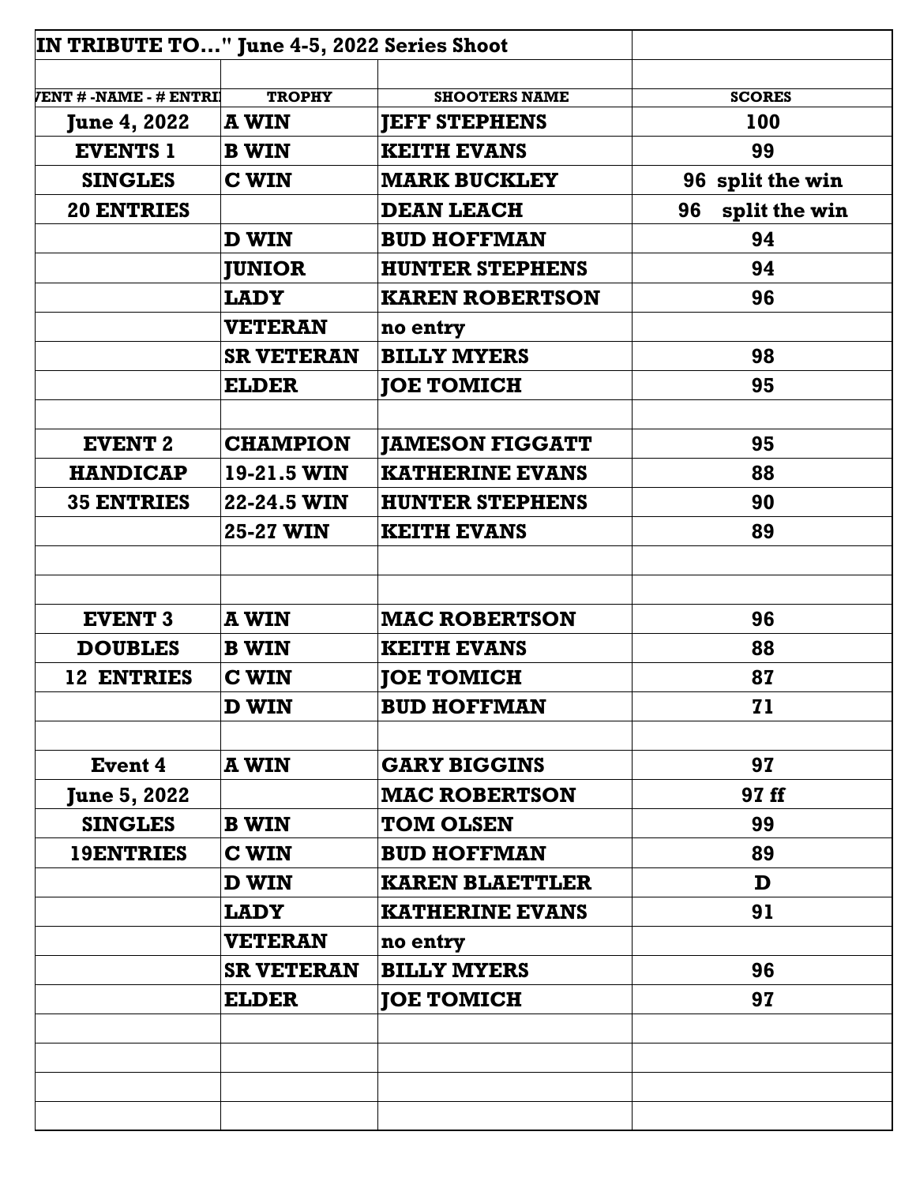| IN TRIBUTE TO..." June 4-5, 2022 Series Shoot | | | |
|---|---|---|---|
| | | | |
| VENT # -NAME - # ENTRI | TROPHY | SHOOTERS NAME | SCORES |
| June 4, 2022 | A WIN | JEFF STEPHENS | 100 |
| EVENTS 1 | B WIN | KEITH EVANS | 99 |
| SINGLES | C WIN | MARK BUCKLEY | 96 split the win |
| 20 ENTRIES | | DEAN LEACH | 96 split the win |
| | D WIN | BUD HOFFMAN | 94 |
| | JUNIOR | HUNTER STEPHENS | 94 |
| | LADY | KAREN ROBERTSON | 96 |
| | VETERAN | no entry | |
| | SR VETERAN | BILLY MYERS | 98 |
| | ELDER | JOE TOMICH | 95 |
| | | | |
| EVENT 2 | CHAMPION | JAMESON FIGGATT | 95 |
| HANDICAP | 19-21.5 WIN | KATHERINE EVANS | 88 |
| 35 ENTRIES | 22-24.5 WIN | HUNTER STEPHENS | 90 |
| | 25-27 WIN | KEITH EVANS | 89 |
| | | | |
| | | | |
| EVENT 3 | A WIN | MAC ROBERTSON | 96 |
| DOUBLES | B WIN | KEITH EVANS | 88 |
| 12 ENTRIES | C WIN | JOE TOMICH | 87 |
| | D WIN | BUD HOFFMAN | 71 |
| | | | |
| Event 4 | A WIN | GARY BIGGINS | 97 |
| June 5, 2022 | | MAC ROBERTSON | 97 ff |
| SINGLES | B WIN | TOM OLSEN | 99 |
| 19ENTRIES | C WIN | BUD HOFFMAN | 89 |
| | D WIN | KAREN BLAETTLER | D |
| | LADY | KATHERINE EVANS | 91 |
| | VETERAN | no entry | |
| | SR VETERAN | BILLY MYERS | 96 |
| | ELDER | JOE TOMICH | 97 |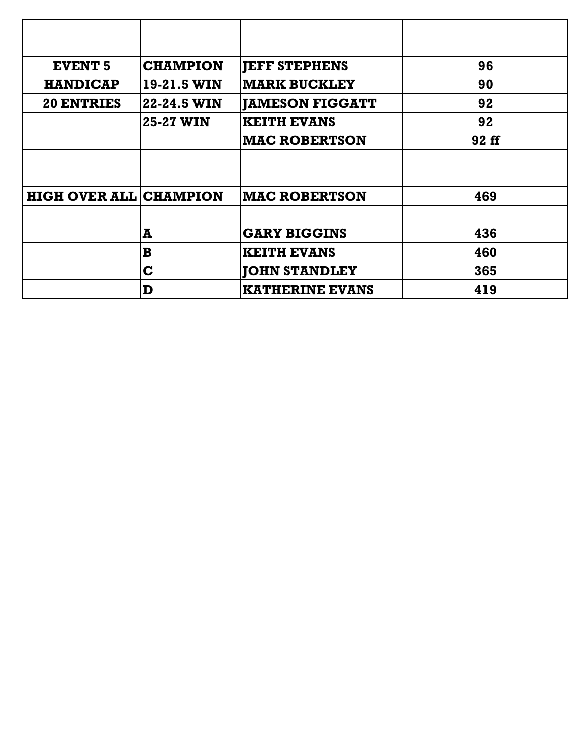| | | | |
|---|---|---|---|
| | | | |
| | | | |
| **EVENT 5** | **CHAMPION** | **JEFF STEPHENS** | **96** |
| **HANDICAP** | **19-21.5 WIN** | **MARK BUCKLEY** | **90** |
| **20 ENTRIES** | **22-24.5 WIN** | **JAMESON FIGGATT** | **92** |
| | **25-27 WIN** | **KEITH EVANS** | **92** |
| | | **MAC ROBERTSON** | **92 ff** |
| | | | |
| | | | |
| **HIGH OVER ALL** | **CHAMPION** | **MAC ROBERTSON** | **469** |
| | | | |
| | **A** | **GARY BIGGINS** | **436** |
| | **B** | **KEITH EVANS** | **460** |
| | **C** | **JOHN STANDLEY** | **365** |
| | **D** | **KATHERINE EVANS** | **419** |